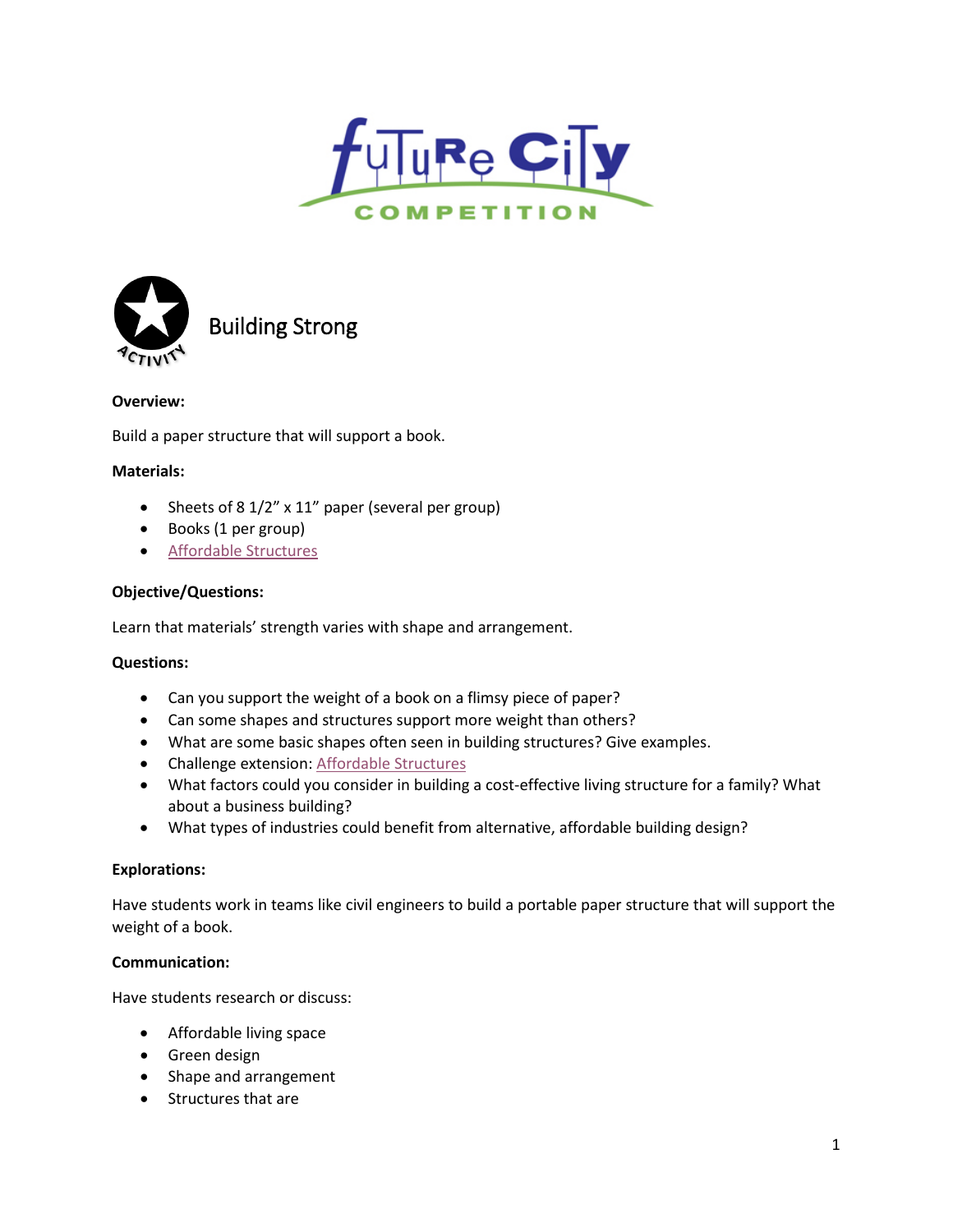# Future City Competition

## Building Strong

**Overview:**

Build a paper structure that will support a book.

**Materials:**

- Sheets of 8 1/2" x 11" paper (several per group)
- Books (1 per group)
- Affordable Structures

**Objective/Questions:**

Learn that materials' strength varies with shape and arrangement.

**Questions:**

- Can you support the weight of a book on a flimsy piece of paper?
- Can some shapes and structures support more weight than others?
- What are some basic shapes often seen in building structures? Give examples.
- Challenge extension: Affordable Structures
- What factors could you consider in building a cost-effective living structure for a family? What about a business building?
- What types of industries could benefit from alternative, affordable building design?

**Explorations:**

Have students work in teams like civil engineers to build a portable paper structure that will support the weight of a book.

**Communication:**

Have students research or discuss:

- Affordable living space
- Green design
- Shape and arrangement
- Structures that are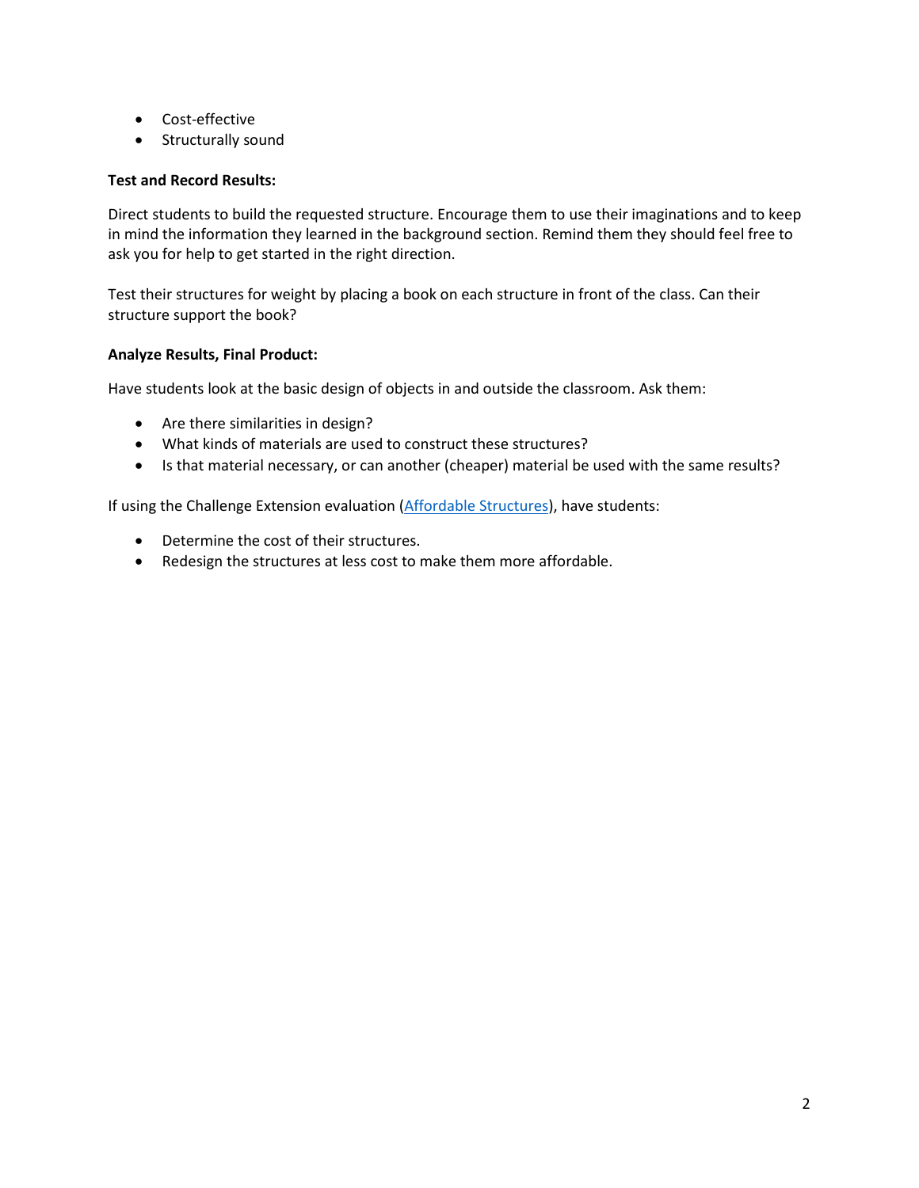- Cost-effective
- Structurally sound

**Test and Record Results:**

Direct students to build the requested structure. Encourage them to use their imaginations and to keep in mind the information they learned in the background section. Remind them they should feel free to ask you for help to get started in the right direction.

Test their structures for weight by placing a book on each structure in front of the class. Can their structure support the book?

**Analyze Results, Final Product:**

Have students look at the basic design of objects in and outside the classroom. Ask them:

- Are there similarities in design?
- What kinds of materials are used to construct these structures?
- Is that material necessary, or can another (cheaper) material be used with the same results?

If using the Challenge Extension evaluation (Affordable Structures), have students:

- Determine the cost of their structures.
- Redesign the structures at less cost to make them more affordable.